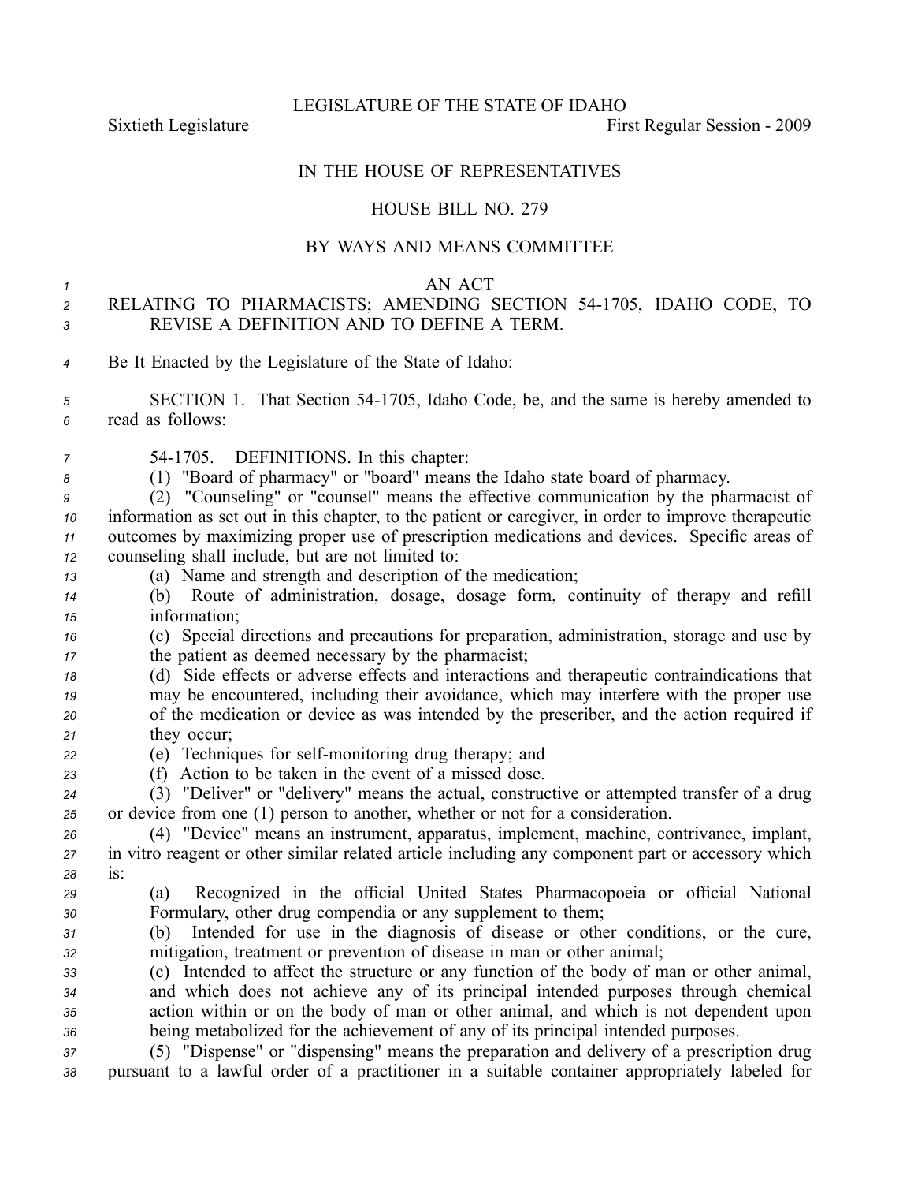LEGISLATURE OF THE STATE OF IDAHO

Sixtieth Legislature First Regular Session - 2009

IN THE HOUSE OF REPRESENTATIVES

HOUSE BILL NO. 279

BY WAYS AND MEANS COMMITTEE

AN ACT

RELATING TO PHARMACISTS; AMENDING SECTION 54-1705, IDAHO CODE, TO REVISE A DEFINITION AND TO DEFINE A TERM.

Be It Enacted by the Legislature of the State of Idaho:

SECTION 1. That Section 54-1705, Idaho Code, be, and the same is hereby amended to read as follows:

54-1705. DEFINITIONS. In this chapter:

(1) "Board of pharmacy" or "board" means the Idaho state board of pharmacy.

(2) "Counseling" or "counsel" means the effective communication by the pharmacist of information as set out in this chapter, to the patient or caregiver, in order to improve therapeutic outcomes by maximizing proper use of prescription medications and devices. Specific areas of counseling shall include, but are not limited to:

(a) Name and strength and description of the medication;

(b) Route of administration, dosage, dosage form, continuity of therapy and refill information;

(c) Special directions and precautions for preparation, administration, storage and use by the patient as deemed necessary by the pharmacist;

(d) Side effects or adverse effects and interactions and therapeutic contraindications that may be encountered, including their avoidance, which may interfere with the proper use of the medication or device as was intended by the prescriber, and the action required if they occur;

(e) Techniques for self-monitoring drug therapy; and

(f) Action to be taken in the event of a missed dose.

(3) "Deliver" or "delivery" means the actual, constructive or attempted transfer of a drug or device from one (1) person to another, whether or not for a consideration.

(4) "Device" means an instrument, apparatus, implement, machine, contrivance, implant, in vitro reagent or other similar related article including any component part or accessory which is:

(a) Recognized in the official United States Pharmacopoeia or official National Formulary, other drug compendia or any supplement to them;

(b) Intended for use in the diagnosis of disease or other conditions, or the cure, mitigation, treatment or prevention of disease in man or other animal;

(c) Intended to affect the structure or any function of the body of man or other animal, and which does not achieve any of its principal intended purposes through chemical action within or on the body of man or other animal, and which is not dependent upon being metabolized for the achievement of any of its principal intended purposes.

(5) "Dispense" or "dispensing" means the preparation and delivery of a prescription drug pursuant to a lawful order of a practitioner in a suitable container appropriately labeled for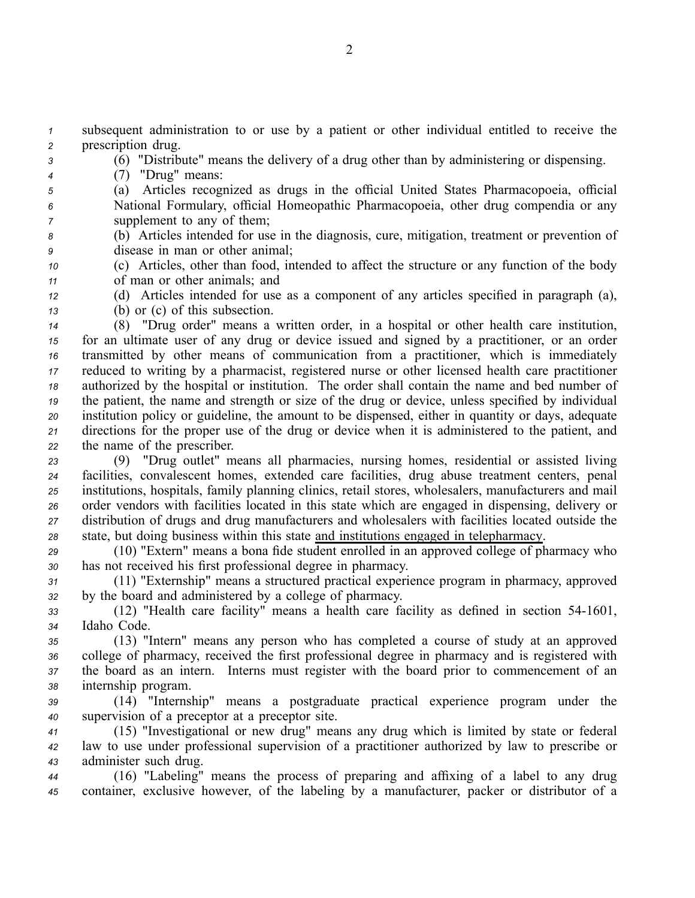subsequent administration to or use by a patient or other individual entitled to receive the prescription drug.

(6) "Distribute" means the delivery of a drug other than by administering or dispensing.

(7) "Drug" means:

(a) Articles recognized as drugs in the official United States Pharmacopoeia, official National Formulary, official Homeopathic Pharmacopoeia, other drug compendia or any supplement to any of them;

(b) Articles intended for use in the diagnosis, cure, mitigation, treatment or prevention of disease in man or other animal;

(c) Articles, other than food, intended to affect the structure or any function of the body of man or other animals; and

(d) Articles intended for use as a component of any articles specified in paragraph (a), (b) or (c) of this subsection.

(8) "Drug order" means a written order, in a hospital or other health care institution, for an ultimate user of any drug or device issued and signed by a practitioner, or an order transmitted by other means of communication from a practitioner, which is immediately reduced to writing by a pharmacist, registered nurse or other licensed health care practitioner authorized by the hospital or institution. The order shall contain the name and bed number of the patient, the name and strength or size of the drug or device, unless specified by individual institution policy or guideline, the amount to be dispensed, either in quantity or days, adequate directions for the proper use of the drug or device when it is administered to the patient, and the name of the prescriber.

(9) "Drug outlet" means all pharmacies, nursing homes, residential or assisted living facilities, convalescent homes, extended care facilities, drug abuse treatment centers, penal institutions, hospitals, family planning clinics, retail stores, wholesalers, manufacturers and mail order vendors with facilities located in this state which are engaged in dispensing, delivery or distribution of drugs and drug manufacturers and wholesalers with facilities located outside the state, but doing business within this state <u>and institutions engaged in telepharmacy</u>.

(10) "Extern" means a bona fide student enrolled in an approved college of pharmacy who has not received his first professional degree in pharmacy.

(11) "Externship" means a structured practical experience program in pharmacy, approved by the board and administered by a college of pharmacy.

(12) "Health care facility" means a health care facility as defined in section 54-1601, Idaho Code.

(13) "Intern" means any person who has completed a course of study at an approved college of pharmacy, received the first professional degree in pharmacy and is registered with the board as an intern. Interns must register with the board prior to commencement of an internship program.

(14) "Internship" means a postgraduate practical experience program under the supervision of a preceptor at a preceptor site.

(15) "Investigational or new drug" means any drug which is limited by state or federal law to use under professional supervision of a practitioner authorized by law to prescribe or administer such drug.

(16) "Labeling" means the process of preparing and affixing of a label to any drug container, exclusive however, of the labeling by a manufacturer, packer or distributor of a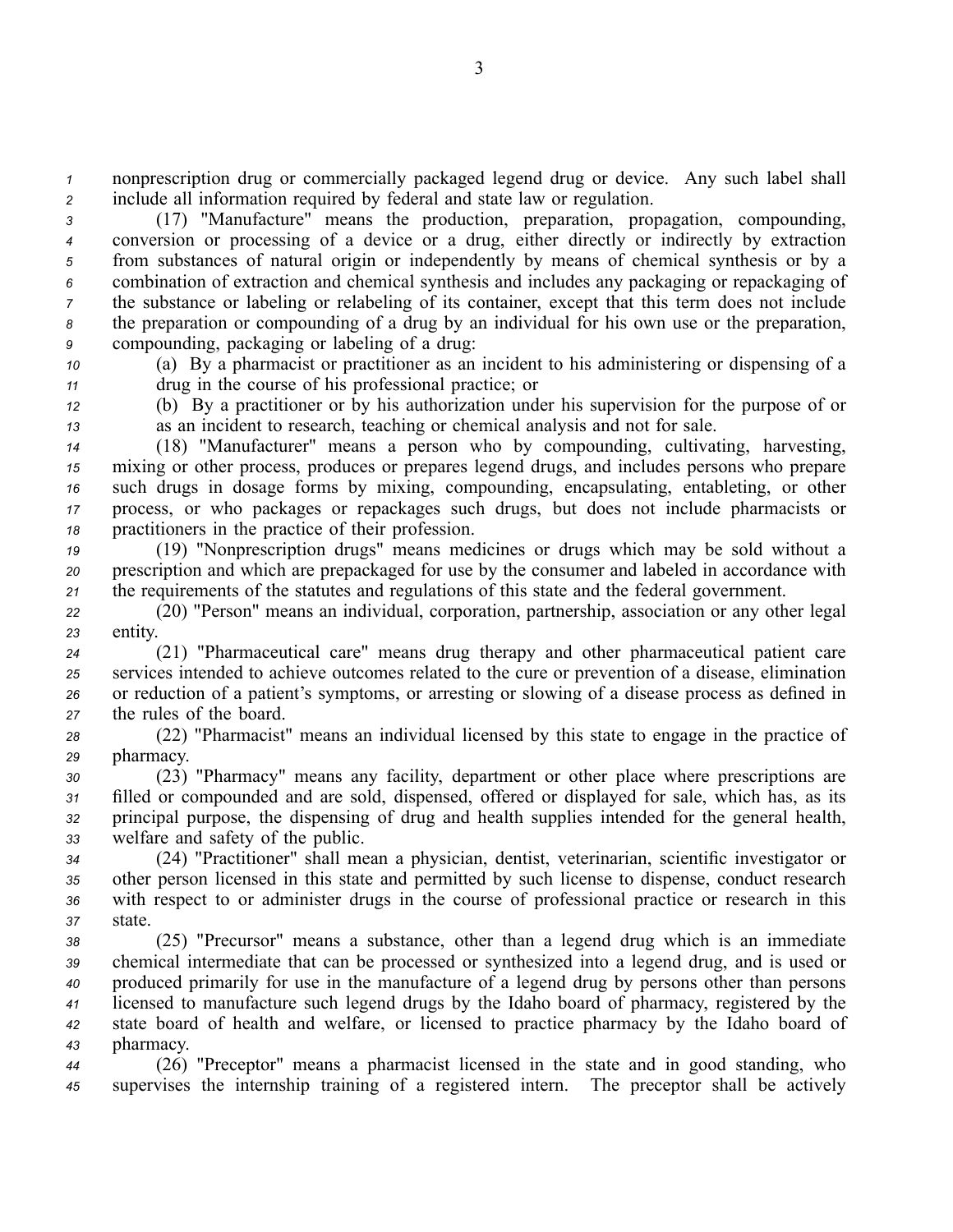nonprescription drug or commercially packaged legend drug or device. Any such label shall include all information required by federal and state law or regulation.

(17) "Manufacture" means the production, preparation, propagation, compounding, conversion or processing of a device or a drug, either directly or indirectly by extraction from substances of natural origin or independently by means of chemical synthesis or by a combination of extraction and chemical synthesis and includes any packaging or repackaging of the substance or labeling or relabeling of its container, except that this term does not include the preparation or compounding of a drug by an individual for his own use or the preparation, compounding, packaging or labeling of a drug:

(a) By a pharmacist or practitioner as an incident to his administering or dispensing of a drug in the course of his professional practice; or

(b) By a practitioner or by his authorization under his supervision for the purpose of or as an incident to research, teaching or chemical analysis and not for sale.

(18) "Manufacturer" means a person who by compounding, cultivating, harvesting, mixing or other process, produces or prepares legend drugs, and includes persons who prepare such drugs in dosage forms by mixing, compounding, encapsulating, entableting, or other process, or who packages or repackages such drugs, but does not include pharmacists or practitioners in the practice of their profession.

(19) "Nonprescription drugs" means medicines or drugs which may be sold without a prescription and which are prepackaged for use by the consumer and labeled in accordance with the requirements of the statutes and regulations of this state and the federal government.

(20) "Person" means an individual, corporation, partnership, association or any other legal entity.

(21) "Pharmaceutical care" means drug therapy and other pharmaceutical patient care services intended to achieve outcomes related to the cure or prevention of a disease, elimination or reduction of a patient's symptoms, or arresting or slowing of a disease process as defined in the rules of the board.

(22) "Pharmacist" means an individual licensed by this state to engage in the practice of pharmacy.

(23) "Pharmacy" means any facility, department or other place where prescriptions are filled or compounded and are sold, dispensed, offered or displayed for sale, which has, as its principal purpose, the dispensing of drug and health supplies intended for the general health, welfare and safety of the public.

(24) "Practitioner" shall mean a physician, dentist, veterinarian, scientific investigator or other person licensed in this state and permitted by such license to dispense, conduct research with respect to or administer drugs in the course of professional practice or research in this state.

(25) "Precursor" means a substance, other than a legend drug which is an immediate chemical intermediate that can be processed or synthesized into a legend drug, and is used or produced primarily for use in the manufacture of a legend drug by persons other than persons licensed to manufacture such legend drugs by the Idaho board of pharmacy, registered by the state board of health and welfare, or licensed to practice pharmacy by the Idaho board of pharmacy.

(26) "Preceptor" means a pharmacist licensed in the state and in good standing, who supervises the internship training of a registered intern. The preceptor shall be actively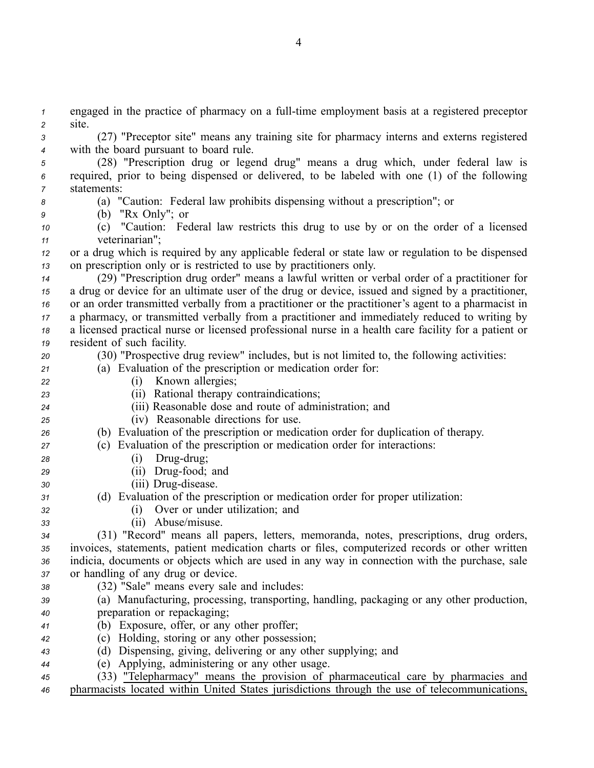engaged in the practice of pharmacy on a full-time employment basis at a registered preceptor site.

(27) "Preceptor site" means any training site for pharmacy interns and externs registered with the board pursuant to board rule.

(28) "Prescription drug or legend drug" means a drug which, under federal law is required, prior to being dispensed or delivered, to be labeled with one (1) of the following statements:

(a) "Caution: Federal law prohibits dispensing without a prescription"; or

(b) "Rx Only"; or

(c) "Caution: Federal law restricts this drug to use by or on the order of a licensed veterinarian";

or a drug which is required by any applicable federal or state law or regulation to be dispensed on prescription only or is restricted to use by practitioners only.

(29) "Prescription drug order" means a lawful written or verbal order of a practitioner for a drug or device for an ultimate user of the drug or device, issued and signed by a practitioner, or an order transmitted verbally from a practitioner or the practitioner's agent to a pharmacist in a pharmacy, or transmitted verbally from a practitioner and immediately reduced to writing by a licensed practical nurse or licensed professional nurse in a health care facility for a patient or resident of such facility.

(30) "Prospective drug review" includes, but is not limited to, the following activities:

(a) Evaluation of the prescription or medication order for:

(i) Known allergies;

(ii) Rational therapy contraindications;

(iii) Reasonable dose and route of administration; and

(iv) Reasonable directions for use.

(b) Evaluation of the prescription or medication order for duplication of therapy.

(c) Evaluation of the prescription or medication order for interactions:

(i) Drug-drug;

(ii) Drug-food; and

(iii) Drug-disease.

(d) Evaluation of the prescription or medication order for proper utilization:

(i) Over or under utilization; and

(ii) Abuse/misuse.

(31) "Record" means all papers, letters, memoranda, notes, prescriptions, drug orders, invoices, statements, patient medication charts or files, computerized records or other written indicia, documents or objects which are used in any way in connection with the purchase, sale or handling of any drug or device.

(32) "Sale" means every sale and includes:

(a) Manufacturing, processing, transporting, handling, packaging or any other production, preparation or repackaging;

(b) Exposure, offer, or any other proffer;

(c) Holding, storing or any other possession;

(d) Dispensing, giving, delivering or any other supplying; and

(e) Applying, administering or any other usage.

(33) <u>"Telepharmacy" means the provision of pharmaceutical care by pharmacies and pharmacists located within United States jurisdictions through the use of telecommunications,</u>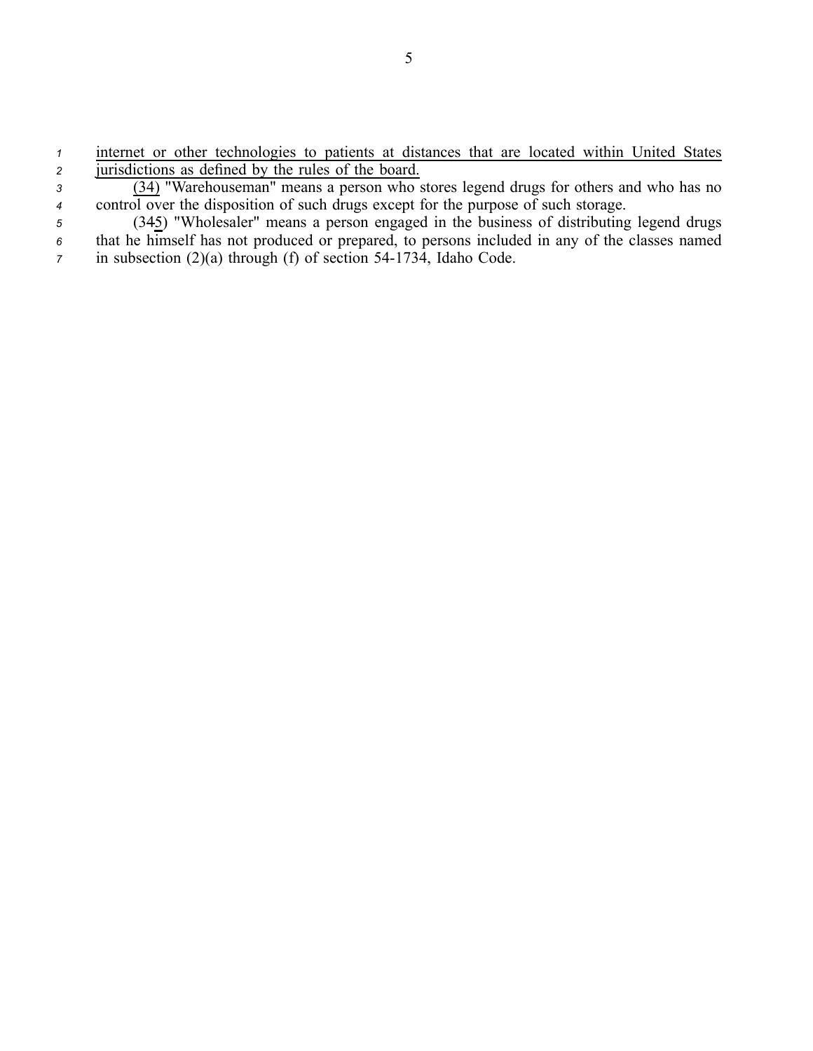internet or other technologies to patients at distances that are located within United States jurisdictions as defined by the rules of the board.

(34) "Warehouseman" means a person who stores legend drugs for others and who has no control over the disposition of such drugs except for the purpose of such storage.

(345) "Wholesaler" means a person engaged in the business of distributing legend drugs that he himself has not produced or prepared, to persons included in any of the classes named in subsection (2)(a) through (f) of section 54-1734, Idaho Code.